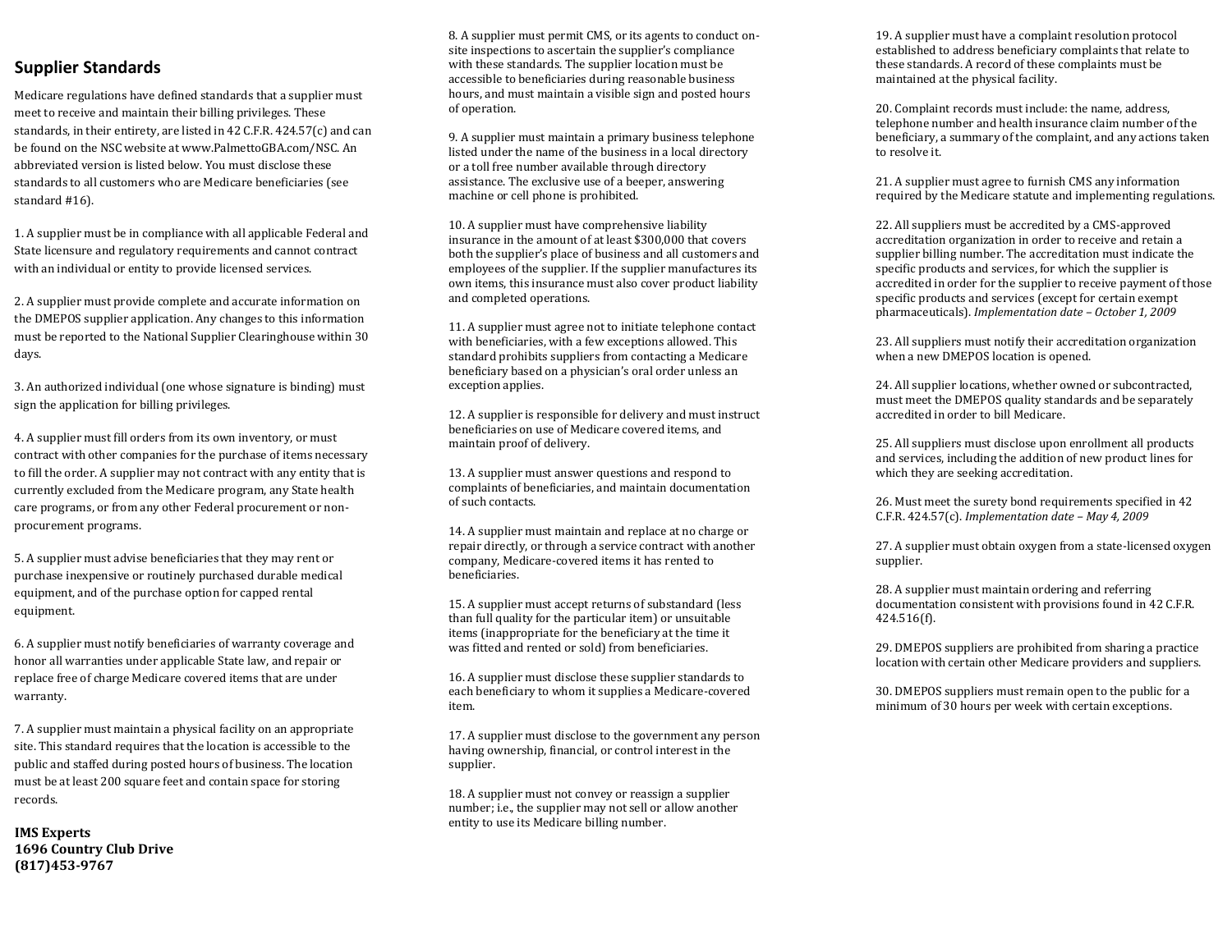## Supplier Standards

Medicare regulations have defined standards that a supplier must meet to receive and maintain their billing privileges. These standards, in their entirety, are listed in 42 C.F.R. 424.57(c) and can be found on the NSC website at www.PalmettoGBA.com/NSC. An abbreviated version is listed below. You must disclose these standards to all customers who are Medicare beneficiaries (see standard #16).

1. A supplier must be in compliance with all applicable Federal and State licensure and regulatory requirements and cannot contract with an individual or entity to provide licensed services.

2. A supplier must provide complete and accurate information on the DMEPOS supplier application. Any changes to this information must be reported to the National Supplier Clearinghouse within 30 days.

3. An authorized individual (one whose signature is binding) must sign the application for billing privileges.

4. A supplier must fill orders from its own inventory, or must contract with other companies for the purchase of items necessary to fill the order. A supplier may not contract with any entity that is currently excluded from the Medicare program, any State health care programs, or from any other Federal procurement or non-procurement programs.

5. A supplier must advise beneficiaries that they may rent or purchase inexpensive or routinely purchased durable medical equipment, and of the purchase option for capped rental equipment.

6. A supplier must notify beneficiaries of warranty coverage and honor all warranties under applicable State law, and repair or replace free of charge Medicare covered items that are under warranty.

7. A supplier must maintain a physical facility on an appropriate site. This standard requires that the location is accessible to the public and staffed during posted hours of business. The location must be at least 200 square feet and contain space for storing records.

**IMS Experts**
**1696 Country Club Drive**
**(817)453-9767**

8. A supplier must permit CMS, or its agents to conduct on-site inspections to ascertain the supplier's compliance with these standards. The supplier location must be accessible to beneficiaries during reasonable business hours, and must maintain a visible sign and posted hours of operation.

9. A supplier must maintain a primary business telephone listed under the name of the business in a local directory or a toll free number available through directory assistance. The exclusive use of a beeper, answering machine or cell phone is prohibited.

10. A supplier must have comprehensive liability insurance in the amount of at least $300,000 that covers both the supplier's place of business and all customers and employees of the supplier. If the supplier manufactures its own items, this insurance must also cover product liability and completed operations.

11. A supplier must agree not to initiate telephone contact with beneficiaries, with a few exceptions allowed. This standard prohibits suppliers from contacting a Medicare beneficiary based on a physician's oral order unless an exception applies.

12. A supplier is responsible for delivery and must instruct beneficiaries on use of Medicare covered items, and maintain proof of delivery.

13. A supplier must answer questions and respond to complaints of beneficiaries, and maintain documentation of such contacts.

14. A supplier must maintain and replace at no charge or repair directly, or through a service contract with another company, Medicare-covered items it has rented to beneficiaries.

15. A supplier must accept returns of substandard (less than full quality for the particular item) or unsuitable items (inappropriate for the beneficiary at the time it was fitted and rented or sold) from beneficiaries.

16. A supplier must disclose these supplier standards to each beneficiary to whom it supplies a Medicare-covered item.

17. A supplier must disclose to the government any person having ownership, financial, or control interest in the supplier.

18. A supplier must not convey or reassign a supplier number; i.e., the supplier may not sell or allow another entity to use its Medicare billing number.

19. A supplier must have a complaint resolution protocol established to address beneficiary complaints that relate to these standards. A record of these complaints must be maintained at the physical facility.

20. Complaint records must include: the name, address, telephone number and health insurance claim number of the beneficiary, a summary of the complaint, and any actions taken to resolve it.

21. A supplier must agree to furnish CMS any information required by the Medicare statute and implementing regulations.

22. All suppliers must be accredited by a CMS-approved accreditation organization in order to receive and retain a supplier billing number. The accreditation must indicate the specific products and services, for which the supplier is accredited in order for the supplier to receive payment of those specific products and services (except for certain exempt pharmaceuticals). *Implementation date – October 1, 2009*

23. All suppliers must notify their accreditation organization when a new DMEPOS location is opened.

24. All supplier locations, whether owned or subcontracted, must meet the DMEPOS quality standards and be separately accredited in order to bill Medicare.

25. All suppliers must disclose upon enrollment all products and services, including the addition of new product lines for which they are seeking accreditation.

26. Must meet the surety bond requirements specified in 42 C.F.R. 424.57(c). *Implementation date – May 4, 2009*

27. A supplier must obtain oxygen from a state-licensed oxygen supplier.

28. A supplier must maintain ordering and referring documentation consistent with provisions found in 42 C.F.R. 424.516(f).

29. DMEPOS suppliers are prohibited from sharing a practice location with certain other Medicare providers and suppliers.

30. DMEPOS suppliers must remain open to the public for a minimum of 30 hours per week with certain exceptions.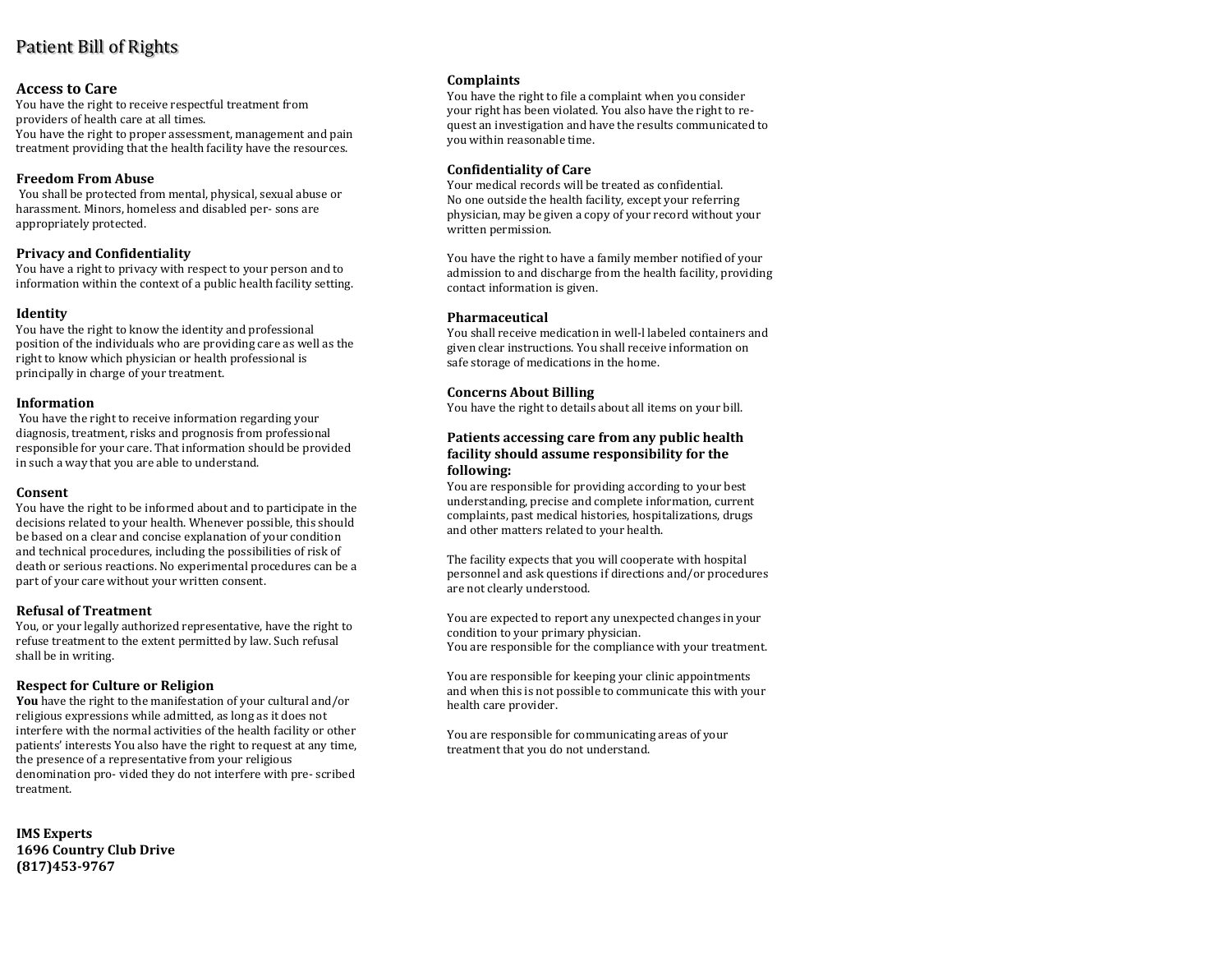# Patient Bill of Rights

### Access to Care

You have the right to receive respectful treatment from providers of health care at all times.
You have the right to proper assessment, management and pain treatment providing that the health facility have the resources.

### Freedom From Abuse

You shall be protected from mental, physical, sexual abuse or harassment. Minors, homeless and disabled per- sons are appropriately protected.

### Privacy and Confidentiality

You have a right to privacy with respect to your person and to information within the context of a public health facility setting.

### Identity

You have the right to know the identity and professional position of the individuals who are providing care as well as the right to know which physician or health professional is principally in charge of your treatment.

### Information

You have the right to receive information regarding your diagnosis, treatment, risks and prognosis from professional responsible for your care. That information should be provided in such a way that you are able to understand.

### Consent

You have the right to be informed about and to participate in the decisions related to your health. Whenever possible, this should be based on a clear and concise explanation of your condition and technical procedures, including the possibilities of risk of death or serious reactions. No experimental procedures can be a part of your care without your written consent.

### Refusal of Treatment

You, or your legally authorized representative, have the right to refuse treatment to the extent permitted by law. Such refusal shall be in writing.

### Respect for Culture or Religion

**You** have the right to the manifestation of your cultural and/or religious expressions while admitted, as long as it does not interfere with the normal activities of the health facility or other patients' interests You also have the right to request at any time, the presence of a representative from your religious denomination pro- vided they do not interfere with pre- scribed treatment.

**IMS Experts**
**1696 Country Club Drive**
**(817)453-9767**

### Complaints

You have the right to file a complaint when you consider your right has been violated. You also have the right to re- quest an investigation and have the results communicated to you within reasonable time.

### Confidentiality of Care

Your medical records will be treated as confidential.
No one outside the health facility, except your referring physician, may be given a copy of your record without your written permission.

You have the right to have a family member notified of your admission to and discharge from the health facility, providing contact information is given.

### Pharmaceutical

You shall receive medication in well-l labeled containers and given clear instructions. You shall receive information on safe storage of medications in the home.

### Concerns About Billing

You have the right to details about all items on your bill.

### Patients accessing care from any public health facility should assume responsibility for the following:

You are responsible for providing according to your best understanding, precise and complete information, current complaints, past medical histories, hospitalizations, drugs and other matters related to your health.

The facility expects that you will cooperate with hospital personnel and ask questions if directions and/or procedures are not clearly understood.

You are expected to report any unexpected changes in your condition to your primary physician.
You are responsible for the compliance with your treatment.

You are responsible for keeping your clinic appointments and when this is not possible to communicate this with your health care provider.

You are responsible for communicating areas of your treatment that you do not understand.